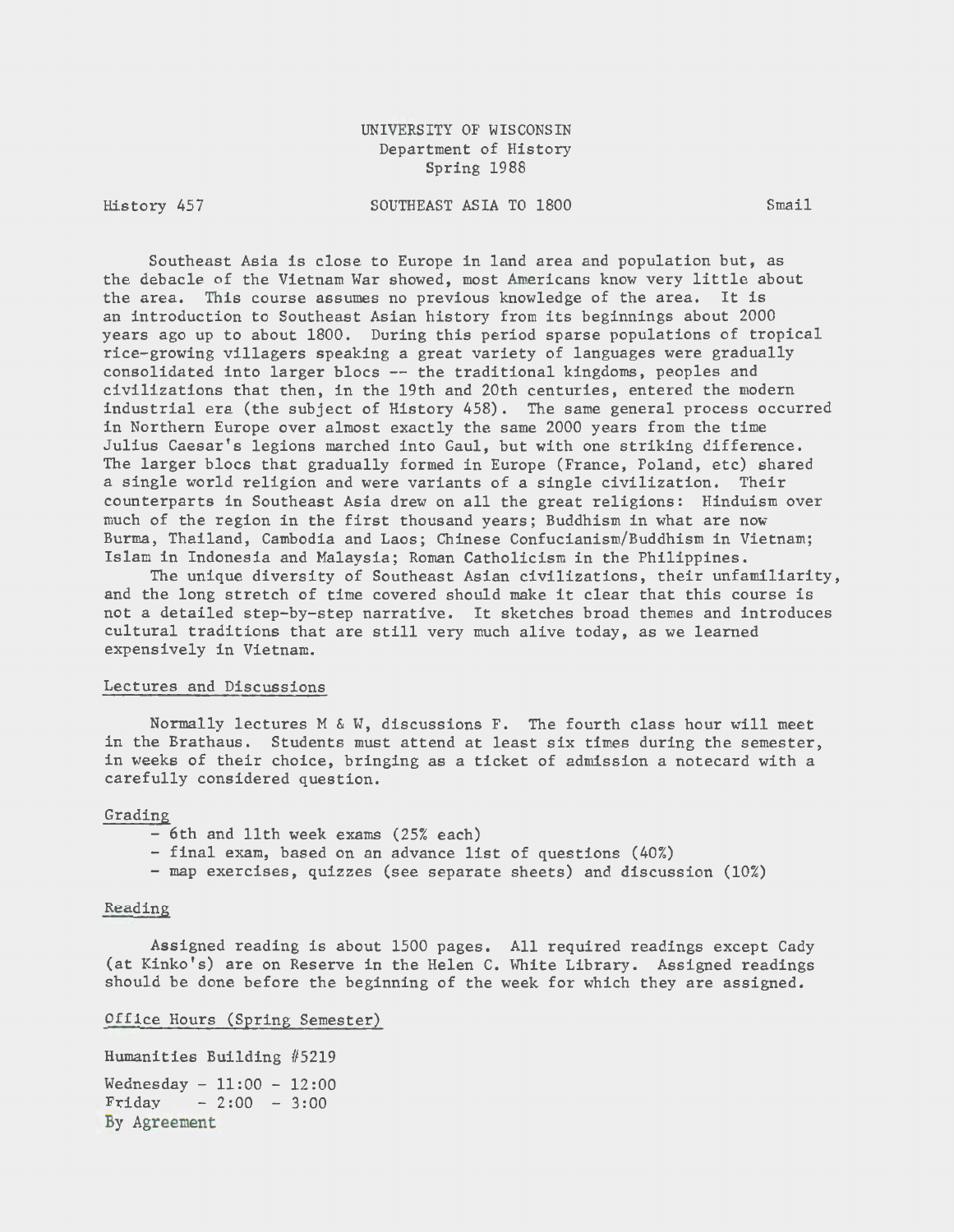UNIVERSITY OF WISCONSIN
Department of History
Spring 1988

History 457 — SOUTHEAST ASIA TO 1800 — Smail

Southeast Asia is close to Europe in land area and population but, as the debacle of the Vietnam War showed, most Americans know very little about the area. This course assumes no previous knowledge of the area. It is an introduction to Southeast Asian history from its beginnings about 2000 years ago up to about 1800. During this period sparse populations of tropical rice-growing villagers speaking a great variety of languages were gradually consolidated into larger blocs -- the traditional kingdoms, peoples and civilizations that then, in the 19th and 20th centuries, entered the modern industrial era (the subject of History 458). The same general process occurred in Northern Europe over almost exactly the same 2000 years from the time Julius Caesar's legions marched into Gaul, but with one striking difference. The larger blocs that gradually formed in Europe (France, Poland, etc) shared a single world religion and were variants of a single civilization. Their counterparts in Southeast Asia drew on all the great religions: Hinduism over much of the region in the first thousand years; Buddhism in what are now Burma, Thailand, Cambodia and Laos; Chinese Confucianism/Buddhism in Vietnam; Islam in Indonesia and Malaysia; Roman Catholicism in the Philippines.

The unique diversity of Southeast Asian civilizations, their unfamiliarity, and the long stretch of time covered should make it clear that this course is not a detailed step-by-step narrative. It sketches broad themes and introduces cultural traditions that are still very much alive today, as we learned expensively in Vietnam.

## Lectures and Discussions

Normally lectures M & W, discussions F. The fourth class hour will meet in the Brathaus. Students must attend at least six times during the semester, in weeks of their choice, bringing as a ticket of admission a notecard with a carefully considered question.

## Grading

- 6th and 11th week exams (25% each)
- final exam, based on an advance list of questions (40%)
- map exercises, quizzes (see separate sheets) and discussion (10%)

## Reading

Assigned reading is about 1500 pages. All required readings except Cady (at Kinko's) are on Reserve in the Helen C. White Library. Assigned readings should be done before the beginning of the week for which they are assigned.

## Office Hours (Spring Semester)

Humanities Building #5219

Wednesday - 11:00 - 12:00
Friday - 2:00 - 3:00
By Agreement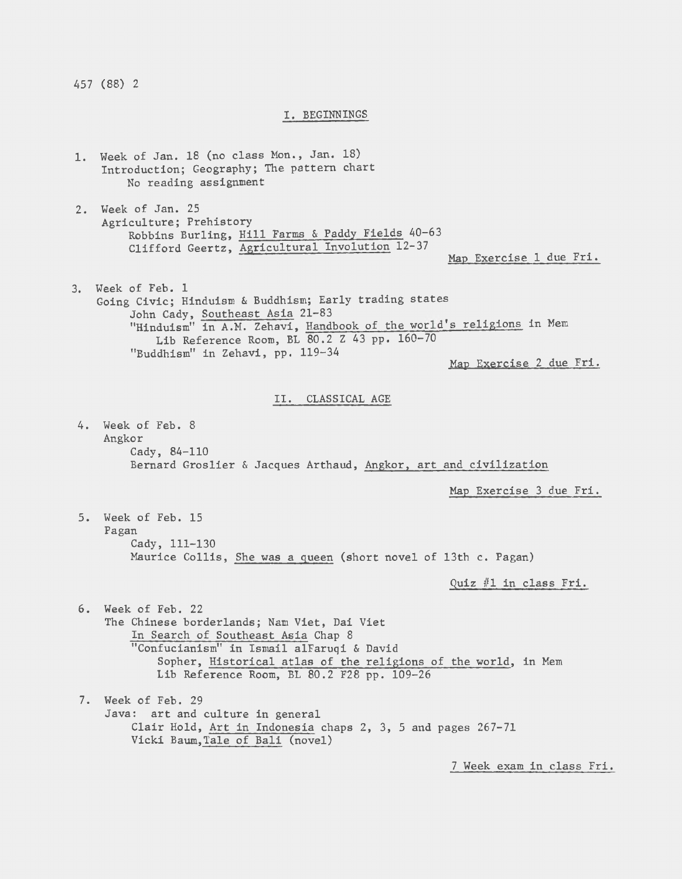## I. BEGINNINGS

1. Week of Jan. 18 (no class Mon., Jan. 18)
   Introduction; Geography; The pattern chart
   No reading assignment

2. Week of Jan. 25
   Agriculture; Prehistory
   Robbins Burling, Hill Farms & Paddy Fields 40-63
   Clifford Geertz, Agricultural Involution 12-37
   *Map Exercise 1 due Fri.*

3. Week of Feb. 1
   Going Civic; Hinduism & Buddhism; Early trading states
   John Cady, Southeast Asia 21-83
   "Hinduism" in A.M. Zehavi, Handbook of the world's religions in Mem Lib Reference Room, BL 80.2 Z 43 pp. 160-70
   "Buddhism" in Zehavi, pp. 119-34
   *Map Exercise 2 due Fri.*

## II. CLASSICAL AGE

4. Week of Feb. 8
   Angkor
   Cady, 84-110
   Bernard Groslier & Jacques Arthaud, Angkor, art and civilization
   *Map Exercise 3 due Fri.*

5. Week of Feb. 15
   Pagan
   Cady, 111-130
   Maurice Collis, She was a queen (short novel of 13th c. Pagan)
   *Quiz #1 in class Fri.*

6. Week of Feb. 22
   The Chinese borderlands; Nam Viet, Dai Viet
   In Search of Southeast Asia Chap 8
   "Confucianism" in Ismail alFaruqi & David Sopher, Historical atlas of the religions of the world, in Mem Lib Reference Room, BL 80.2 F28 pp. 109-26

7. Week of Feb. 29
   Java: art and culture in general
   Clair Hold, Art in Indonesia chaps 2, 3, 5 and pages 267-71
   Vicki Baum, Tale of Bali (novel)
   *7 Week exam in class Fri.*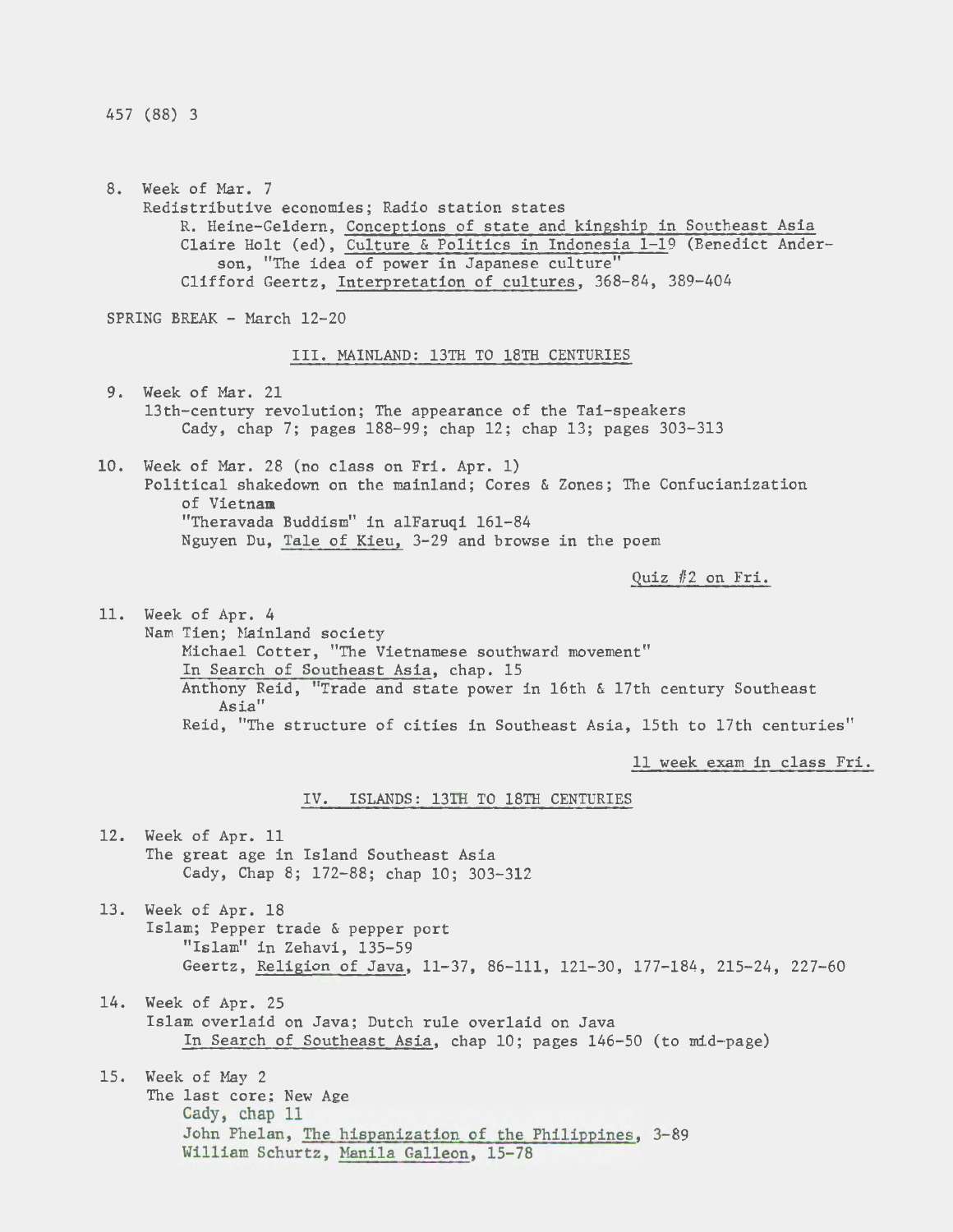8. Week of Mar. 7
   Redistributive economies; Radio station states
   - R. Heine-Geldern, Conceptions of state and kingship in Southeast Asia
   - Claire Holt (ed), Culture & Politics in Indonesia 1-19 (Benedict Anderson, "The idea of power in Japanese culture"
   - Clifford Geertz, Interpretation of cultures, 368-84, 389-404

SPRING BREAK - March 12-20

## III. MAINLAND: 13TH TO 18TH CENTURIES

9. Week of Mar. 21
   13th-century revolution; The appearance of the Tai-speakers
   - Cady, chap 7; pages 188-99; chap 12; chap 13; pages 303-313

10. Week of Mar. 28 (no class on Fri. Apr. 1)
    Political shakedown on the mainland; Cores & Zones; The Confucianization of Vietnam
    - "Theravada Buddism" in alFaruqi 161-84
    - Nguyen Du, Tale of Kieu, 3-29 and browse in the poem

    Quiz #2 on Fri.

11. Week of Apr. 4
    Nam Tien; Mainland society
    - Michael Cotter, "The Vietnamese southward movement"
    - In Search of Southeast Asia, chap. 15
    - Anthony Reid, "Trade and state power in 16th & 17th century Southeast Asia"
    - Reid, "The structure of cities in Southeast Asia, 15th to 17th centuries"

    11 week exam in class Fri.

## IV. ISLANDS: 13TH TO 18TH CENTURIES

12. Week of Apr. 11
    The great age in Island Southeast Asia
    - Cady, Chap 8; 172-88; chap 10; 303-312

13. Week of Apr. 18
    Islam; Pepper trade & pepper port
    - "Islam" in Zehavi, 135-59
    - Geertz, Religion of Java, 11-37, 86-111, 121-30, 177-184, 215-24, 227-60

14. Week of Apr. 25
    Islam overlaid on Java; Dutch rule overlaid on Java
    - In Search of Southeast Asia, chap 10; pages 146-50 (to mid-page)

15. Week of May 2
    The last core: New Age
    - Cady, chap 11
    - John Phelan, The hispanization of the Philippines, 3-89
    - William Schurtz, Manila Galleon, 15-78